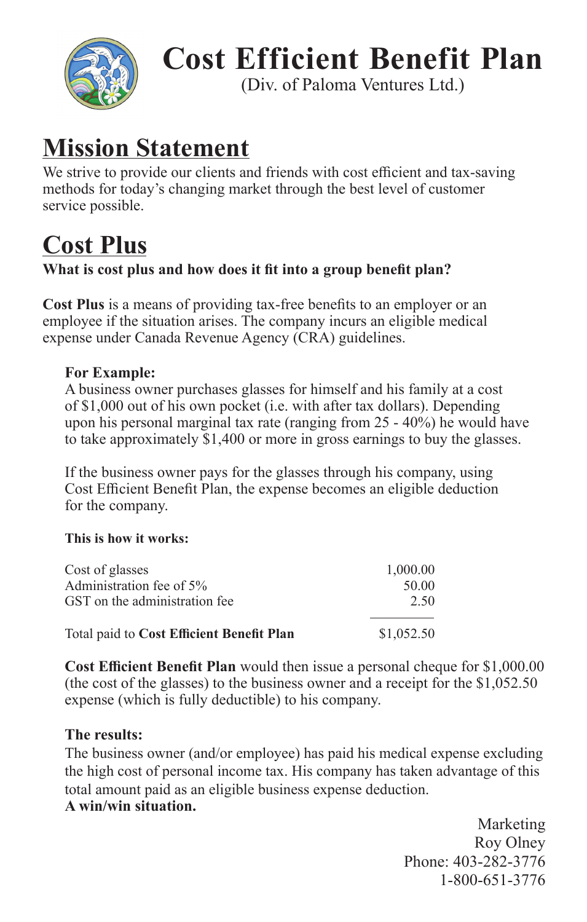# Cost Efficient Benefit Plan

(Div. of Paloma Ventures Ltd.)

## Mission Statement

We strive to provide our clients and friends with cost efficient and tax-saving methods for today's changing market through the best level of customer service possible.

## Cost Plus

**What is cost plus and how does it fit into a group benefit plan?**

**Cost Plus** is a means of providing tax-free benefits to an employer or an employee if the situation arises. The company incurs an eligible medical expense under Canada Revenue Agency (CRA) guidelines.

**For Example:**

A business owner purchases glasses for himself and his family at a cost of $1,000 out of his own pocket (i.e. with after tax dollars). Depending upon his personal marginal tax rate (ranging from 25 - 40%) he would have to take approximately $1,400 or more in gross earnings to buy the glasses.

If the business owner pays for the glasses through his company, using Cost Efficient Benefit Plan, the expense becomes an eligible deduction for the company.

**This is how it works:**

| | |
|---|---:|
| Cost of glasses | 1,000.00 |
| Administration fee of 5% | 50.00 |
| GST on the administration fee | 2.50 |
| Total paid to **Cost Efficient Benefit Plan** | $1,052.50 |

**Cost Efficient Benefit Plan** would then issue a personal cheque for $1,000.00 (the cost of the glasses) to the business owner and a receipt for the $1,052.50 expense (which is fully deductible) to his company.

**The results:**

The business owner (and/or employee) has paid his medical expense excluding the high cost of personal income tax. His company has taken advantage of this total amount paid as an eligible business expense deduction.

**A win/win situation.**

Marketing
Roy Olney
Phone: 403-282-3776
1-800-651-3776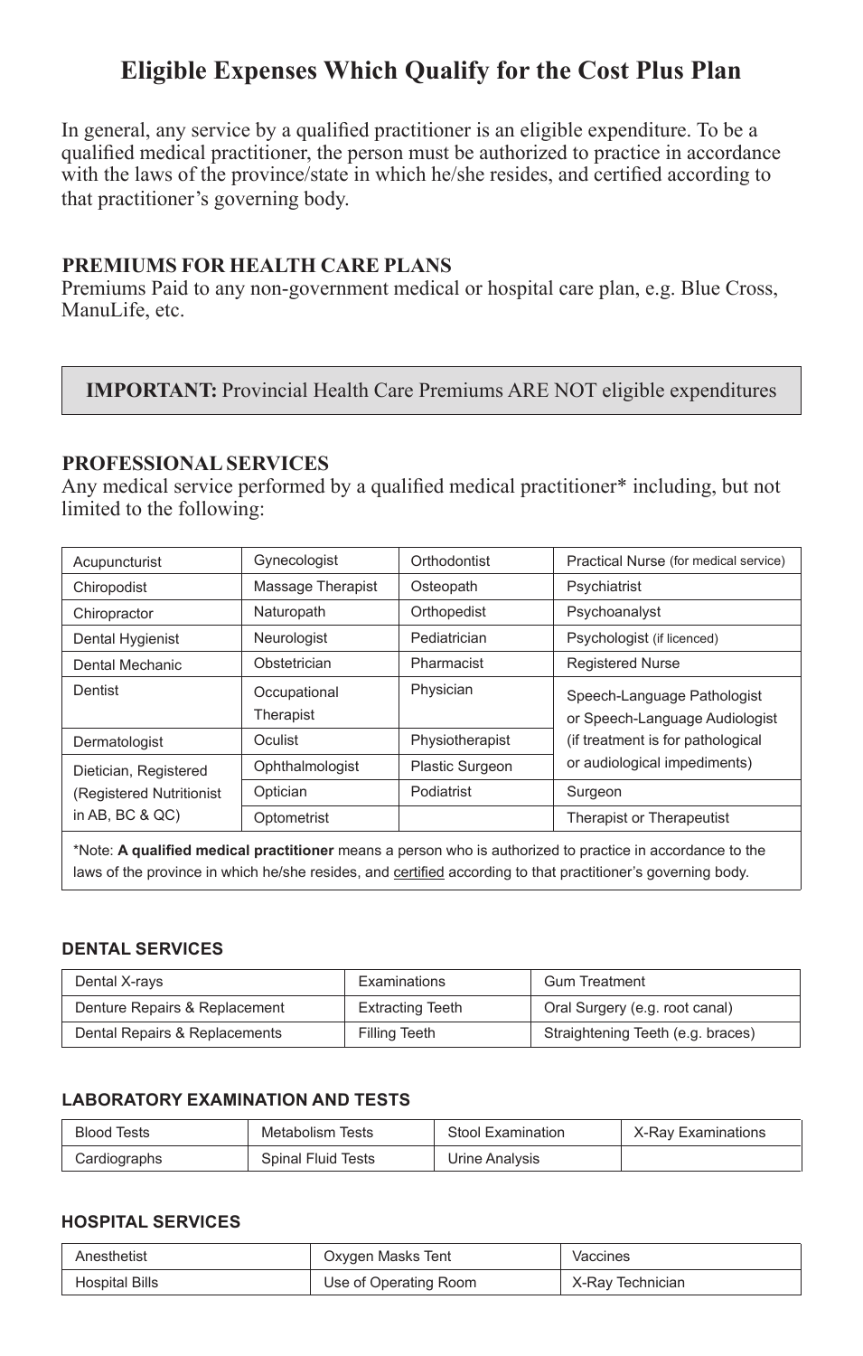# Eligible Expenses Which Qualify for the Cost Plus Plan

In general, any service by a qualified practitioner is an eligible expenditure. To be a qualified medical practitioner, the person must be authorized to practice in accordance with the laws of the province/state in which he/she resides, and certified according to that practitioner's governing body.

## PREMIUMS FOR HEALTH CARE PLANS

Premiums Paid to any non-government medical or hospital care plan, e.g. Blue Cross, ManuLife, etc.

> **IMPORTANT:** Provincial Health Care Premiums ARE NOT eligible expenditures

## PROFESSIONAL SERVICES

Any medical service performed by a qualified medical practitioner* including, but not limited to the following:

| | | | |
|---|---|---|---|
| Acupuncturist | Gynecologist | Orthodontist | Practical Nurse (for medical service) |
| Chiropodist | Massage Therapist | Osteopath | Psychiatrist |
| Chiropractor | Naturopath | Orthopedist | Psychoanalyst |
| Dental Hygienist | Neurologist | Pediatrician | Psychologist (if licenced) |
| Dental Mechanic | Obstetrician | Pharmacist | Registered Nurse |
| Dentist | Occupational Therapist | Physician | Speech-Language Pathologist or Speech-Language Audiologist (if treatment is for pathological or audiological impediments) |
| Dermatologist | Oculist | Physiotherapist | |
| Dietician, Registered (Registered Nutritionist in AB, BC & QC) | Ophthalmologist | Plastic Surgeon | |
| | Optician | Podiatrist | Surgeon |
| | Optometrist | | Therapist or Therapeutist |

*Note: **A qualified medical practitioner** means a person who is authorized to practice in accordance to the laws of the province in which he/she resides, and certified according to that practitioner's governing body.

### DENTAL SERVICES

| | | |
|---|---|---|
| Dental X-rays | Examinations | Gum Treatment |
| Denture Repairs & Replacement | Extracting Teeth | Oral Surgery (e.g. root canal) |
| Dental Repairs & Replacements | Filling Teeth | Straightening Teeth (e.g. braces) |

### LABORATORY EXAMINATION AND TESTS

| | | | |
|---|---|---|---|
| Blood Tests | Metabolism Tests | Stool Examination | X-Ray Examinations |
| Cardiographs | Spinal Fluid Tests | Urine Analysis | |

### HOSPITAL SERVICES

| | | |
|---|---|---|
| Anesthetist | Oxygen Masks Tent | Vaccines |
| Hospital Bills | Use of Operating Room | X-Ray Technician |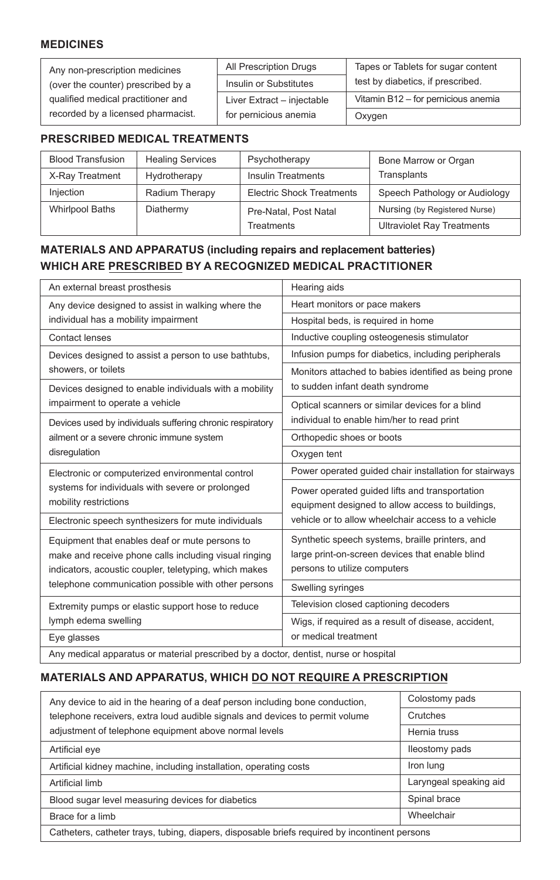## MEDICINES

| | | |
|---|---|---|
| Any non-prescription medicines (over the counter) prescribed by a qualified medical practitioner and recorded by a licensed pharmacist. | All Prescription Drugs | Tapes or Tablets for sugar content test by diabetics, if prescribed. |
| | Insulin or Substitutes | |
| | Liver Extract – injectable for pernicious anemia | Vitamin B12 – for pernicious anemia |
| | | Oxygen |

## PRESCRIBED MEDICAL TREATMENTS

| | | | |
|---|---|---|---|
| Blood Transfusion | Healing Services | Psychotherapy | Bone Marrow or Organ Transplants |
| X-Ray Treatment | Hydrotherapy | Insulin Treatments | |
| Injection | Radium Therapy | Electric Shock Treatments | Speech Pathology or Audiology |
| Whirlpool Baths | Diathermy | Pre-Natal, Post Natal Treatments | Nursing (by Registered Nurse) |
| | | | Ultraviolet Ray Treatments |

## MATERIALS AND APPARATUS (including repairs and replacement batteries) WHICH ARE PRESCRIBED BY A RECOGNIZED MEDICAL PRACTITIONER

| | |
|---|---|
| An external breast prosthesis | Hearing aids |
| Any device designed to assist in walking where the individual has a mobility impairment | Heart monitors or pace makers |
| | Hospital beds, is required in home |
| Contact lenses | Inductive coupling osteogenesis stimulator |
| Devices designed to assist a person to use bathtubs, showers, or toilets | Infusion pumps for diabetics, including peripherals |
| Devices designed to enable individuals with a mobility impairment to operate a vehicle | Monitors attached to babies identified as being prone to sudden infant death syndrome |
| Devices used by individuals suffering chronic respiratory ailment or a severe chronic immune system disregulation | Optical scanners or similar devices for a blind individual to enable him/her to read print |
| | Orthopedic shoes or boots |
| | Oxygen tent |
| Electronic or computerized environmental control systems for individuals with severe or prolonged mobility restrictions | Power operated guided chair installation for stairways |
| Electronic speech synthesizers for mute individuals | Power operated guided lifts and transportation equipment designed to allow access to buildings, vehicle or to allow wheelchair access to a vehicle |
| Equipment that enables deaf or mute persons to make and receive phone calls including visual ringing indicators, acoustic coupler, teletyping, which makes telephone communication possible with other persons | Synthetic speech systems, braille printers, and large print-on-screen devices that enable blind persons to utilize computers |
| | Swelling syringes |
| Extremity pumps or elastic support hose to reduce lymph edema swelling | Television closed captioning decoders |
| Eye glasses | Wigs, if required as a result of disease, accident, or medical treatment |
| Any medical apparatus or material prescribed by a doctor, dentist, nurse or hospital | |

## MATERIALS AND APPARATUS, WHICH DO NOT REQUIRE A PRESCRIPTION

| | |
|---|---|
| Any device to aid in the hearing of a deaf person including bone conduction, telephone receivers, extra loud audible signals and devices to permit volume adjustment of telephone equipment above normal levels | Colostomy pads |
| | Crutches |
| | Hernia truss |
| Artificial eye | Ileostomy pads |
| Artificial kidney machine, including installation, operating costs | Iron lung |
| Artificial limb | Laryngeal speaking aid |
| Blood sugar level measuring devices for diabetics | Spinal brace |
| Brace for a limb | Wheelchair |
| Catheters, catheter trays, tubing, diapers, disposable briefs required by incontinent persons | |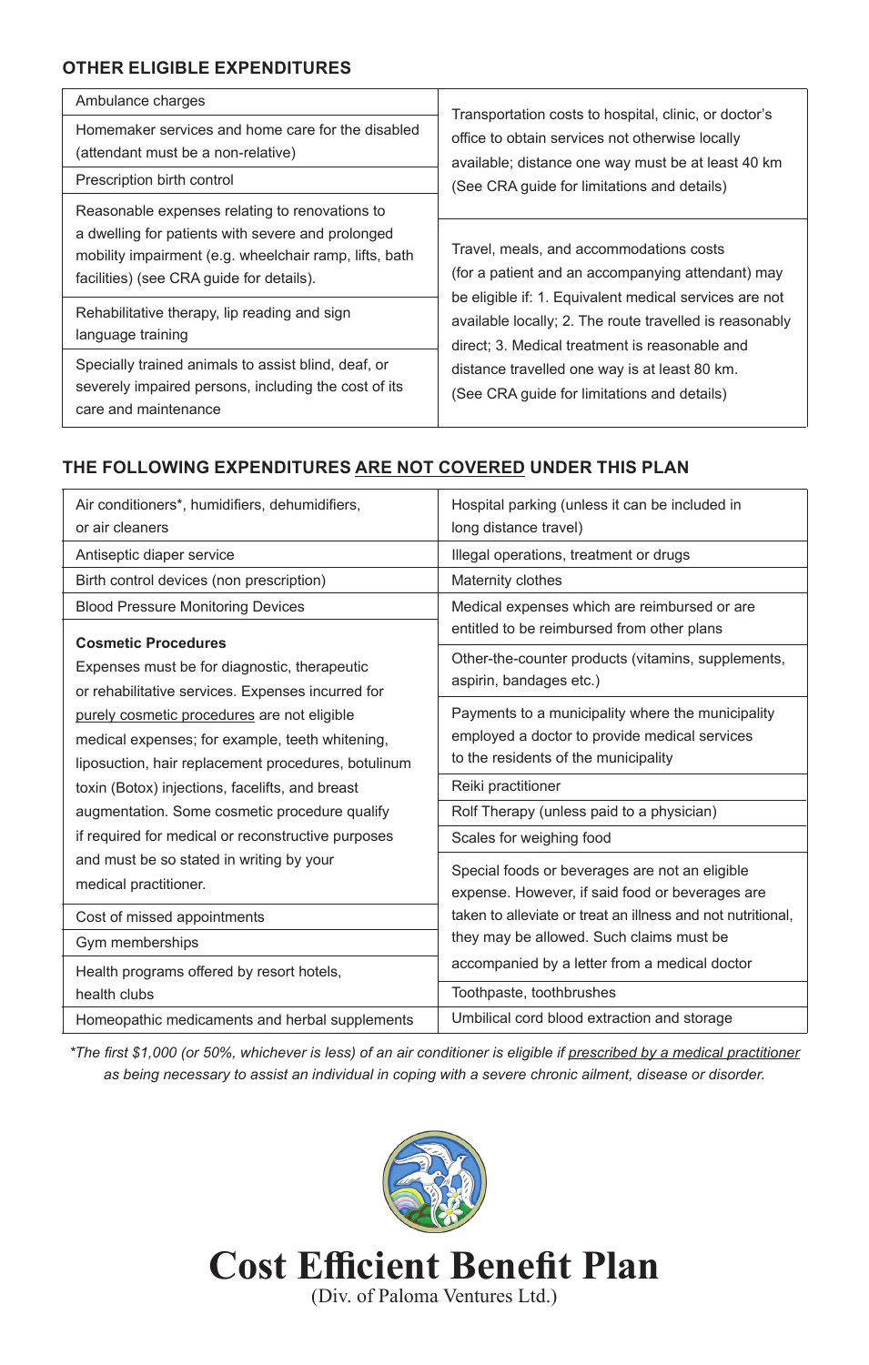## OTHER ELIGIBLE EXPENDITURES

| | |
|---|---|
| Ambulance charges | Transportation costs to hospital, clinic, or doctor's office to obtain services not otherwise locally available; distance one way must be at least 40 km (See CRA guide for limitations and details) |
| Homemaker services and home care for the disabled (attendant must be a non-relative) | |
| Prescription birth control | |
| Reasonable expenses relating to renovations to a dwelling for patients with severe and prolonged mobility impairment (e.g. wheelchair ramp, lifts, bath facilities) (see CRA guide for details). | Travel, meals, and accommodations costs (for a patient and an accompanying attendant) may be eligible if: 1. Equivalent medical services are not available locally; 2. The route travelled is reasonably direct; 3. Medical treatment is reasonable and distance travelled one way is at least 80 km. (See CRA guide for limitations and details) |
| Rehabilitative therapy, lip reading and sign language training | |
| Specially trained animals to assist blind, deaf, or severely impaired persons, including the cost of its care and maintenance | |

## THE FOLLOWING EXPENDITURES ARE NOT COVERED UNDER THIS PLAN

| | |
|---|---|
| Air conditioners*, humidifiers, dehumidifiers, or air cleaners | Hospital parking (unless it can be included in long distance travel) |
| Antiseptic diaper service | Illegal operations, treatment or drugs |
| Birth control devices (non prescription) | Maternity clothes |
| Blood Pressure Monitoring Devices | Medical expenses which are reimbursed or are entitled to be reimbursed from other plans |
| **Cosmetic Procedures** Expenses must be for diagnostic, therapeutic or rehabilitative services. Expenses incurred for purely cosmetic procedures are not eligible medical expenses; for example, teeth whitening, liposuction, hair replacement procedures, botulinum toxin (Botox) injections, facelifts, and breast augmentation. Some cosmetic procedure qualify if required for medical or reconstructive purposes and must be so stated in writing by your medical practitioner. | Other-the-counter products (vitamins, supplements, aspirin, bandages etc.) |
| | Payments to a municipality where the municipality employed a doctor to provide medical services to the residents of the municipality |
| | Reiki practitioner |
| | Rolf Therapy (unless paid to a physician) |
| | Scales for weighing food |
| Cost of missed appointments | Special foods or beverages are not an eligible expense. However, if said food or beverages are taken to alleviate or treat an illness and not nutritional, they may be allowed. Such claims must be accompanied by a letter from a medical doctor |
| Gym memberships | |
| Health programs offered by resort hotels, health clubs | Toothpaste, toothbrushes |
| Homeopathic medicaments and herbal supplements | Umbilical cord blood extraction and storage |

*\*The first $1,000 (or 50%, whichever is less) of an air conditioner is eligible if prescribed by a medical practitioner as being necessary to assist an individual in coping with a severe chronic ailment, disease or disorder.*

# Cost Efficient Benefit Plan

(Div. of Paloma Ventures Ltd.)